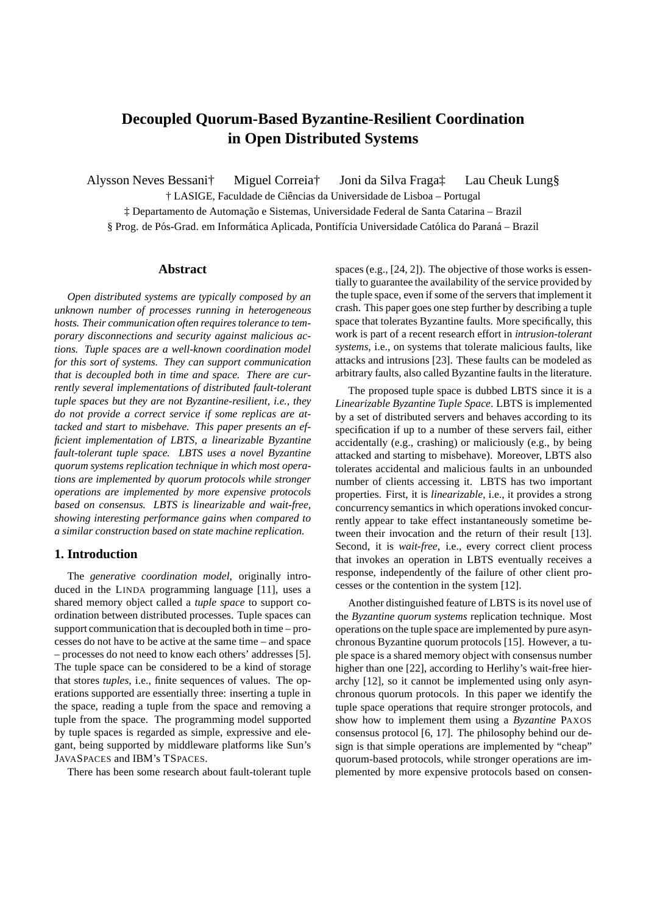# Decoupled Quorum-Based Byzantine-Resilient Coordination in Open Distributed Systems

Alysson Neves Bessani† Miguel Correia† Joni da Silva Fraga‡ Lau Cheuk Lung§

† LASIGE, Faculdade de Ciências da Universidade de Lisboa – Portugal

‡ Departamento de Automação e Sistemas, Universidade Federal de Santa Catarina – Brazil

§ Prog. de Pós-Grad. em Informática Aplicada, Pontifícia Universidade Católica do Paraná – Brazil

## Abstract

*Open distributed systems are typically composed by an unknown number of processes running in heterogeneous hosts. Their communication often requires tolerance to temporary disconnections and security against malicious actions. Tuple spaces are a well-known coordination model for this sort of systems. They can support communication that is decoupled both in time and space. There are currently several implementations of distributed fault-tolerant tuple spaces but they are not Byzantine-resilient, i.e., they do not provide a correct service if some replicas are attacked and start to misbehave. This paper presents an efficient implementation of LBTS, a linearizable Byzantine fault-tolerant tuple space. LBTS uses a novel Byzantine quorum systems replication technique in which most operations are implemented by quorum protocols while stronger operations are implemented by more expensive protocols based on consensus. LBTS is linearizable and wait-free, showing interesting performance gains when compared to a similar construction based on state machine replication.*

## 1. Introduction

The *generative coordination model*, originally introduced in the LINDA programming language [11], uses a shared memory object called a *tuple space* to support coordination between distributed processes. Tuple spaces can support communication that is decoupled both in time – processes do not have to be active at the same time – and space – processes do not need to know each others' addresses [5]. The tuple space can be considered to be a kind of storage that stores *tuples*, i.e., finite sequences of values. The operations supported are essentially three: inserting a tuple in the space, reading a tuple from the space and removing a tuple from the space. The programming model supported by tuple spaces is regarded as simple, expressive and elegant, being supported by middleware platforms like Sun's JAVASPACES and IBM's TSPACES.

There has been some research about fault-tolerant tuple spaces (e.g., [24, 2]). The objective of those works is essentially to guarantee the availability of the service provided by the tuple space, even if some of the servers that implement it crash. This paper goes one step further by describing a tuple space that tolerates Byzantine faults. More specifically, this work is part of a recent research effort in *intrusion-tolerant systems*, i.e., on systems that tolerate malicious faults, like attacks and intrusions [23]. These faults can be modeled as arbitrary faults, also called Byzantine faults in the literature.

The proposed tuple space is dubbed LBTS since it is a *Linearizable Byzantine Tuple Space*. LBTS is implemented by a set of distributed servers and behaves according to its specification if up to a number of these servers fail, either accidentally (e.g., crashing) or maliciously (e.g., by being attacked and starting to misbehave). Moreover, LBTS also tolerates accidental and malicious faults in an unbounded number of clients accessing it. LBTS has two important properties. First, it is *linearizable*, i.e., it provides a strong concurrency semantics in which operations invoked concurrently appear to take effect instantaneously sometime between their invocation and the return of their result [13]. Second, it is *wait-free*, i.e., every correct client process that invokes an operation in LBTS eventually receives a response, independently of the failure of other client processes or the contention in the system [12].

Another distinguished feature of LBTS is its novel use of the *Byzantine quorum systems* replication technique. Most operations on the tuple space are implemented by pure asynchronous Byzantine quorum protocols [15]. However, a tuple space is a shared memory object with consensus number higher than one [22], according to Herlihy's wait-free hierarchy [12], so it cannot be implemented using only asynchronous quorum protocols. In this paper we identify the tuple space operations that require stronger protocols, and show how to implement them using a *Byzantine* PAXOS consensus protocol [6, 17]. The philosophy behind our design is that simple operations are implemented by "cheap" quorum-based protocols, while stronger operations are implemented by more expensive protocols based on consen-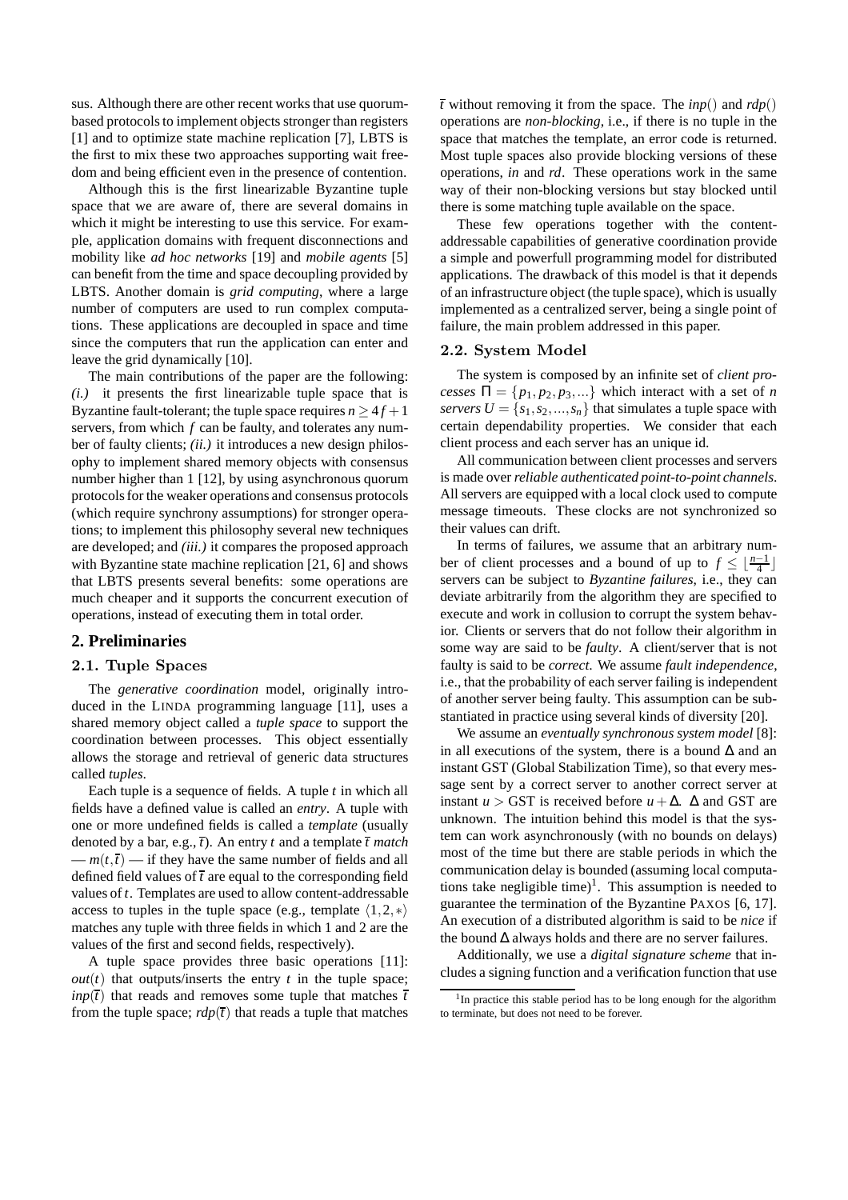sus. Although there are other recent works that use quorum-based protocols to implement objects stronger than registers [1] and to optimize state machine replication [7], LBTS is the first to mix these two approaches supporting wait freedom and being efficient even in the presence of contention.

Although this is the first linearizable Byzantine tuple space that we are aware of, there are several domains in which it might be interesting to use this service. For example, application domains with frequent disconnections and mobility like *ad hoc networks* [19] and *mobile agents* [5] can benefit from the time and space decoupling provided by LBTS. Another domain is *grid computing*, where a large number of computers are used to run complex computations. These applications are decoupled in space and time since the computers that run the application can enter and leave the grid dynamically [10].

The main contributions of the paper are the following: *(i.)* it presents the first linearizable tuple space that is Byzantine fault-tolerant; the tuple space requires $n \geq 4f+1$ servers, from which $f$ can be faulty, and tolerates any number of faulty clients; *(ii.)* it introduces a new design philosophy to implement shared memory objects with consensus number higher than 1 [12], by using asynchronous quorum protocols for the weaker operations and consensus protocols (which require synchrony assumptions) for stronger operations; to implement this philosophy several new techniques are developed; and *(iii.)* it compares the proposed approach with Byzantine state machine replication [21, 6] and shows that LBTS presents several benefits: some operations are much cheaper and it supports the concurrent execution of operations, instead of executing them in total order.

## 2. Preliminaries

### 2.1. Tuple Spaces

The *generative coordination* model, originally introduced in the LINDA programming language [11], uses a shared memory object called a *tuple space* to support the coordination between processes. This object essentially allows the storage and retrieval of generic data structures called *tuples*.

Each tuple is a sequence of fields. A tuple $t$ in which all fields have a defined value is called an *entry*. A tuple with one or more undefined fields is called a *template* (usually denoted by a bar, e.g., $\overline{t}$). An entry $t$ and a template $\overline{t}$ *match* — $m(t,\overline{t})$ — if they have the same number of fields and all defined field values of $\overline{t}$ are equal to the corresponding field values of $t$. Templates are used to allow content-addressable access to tuples in the tuple space (e.g., template $\langle 1,2,*\rangle$ matches any tuple with three fields in which 1 and 2 are the values of the first and second fields, respectively).

A tuple space provides three basic operations [11]: $out(t)$ that outputs/inserts the entry $t$ in the tuple space; $inp(\overline{t})$ that reads and removes some tuple that matches $\overline{t}$ from the tuple space; $rdp(\overline{t})$ that reads a tuple that matches $\overline{t}$ without removing it from the space. The $inp()$ and $rdp()$ operations are *non-blocking*, i.e., if there is no tuple in the space that matches the template, an error code is returned. Most tuple spaces also provide blocking versions of these operations, *in* and *rd*. These operations work in the same way of their non-blocking versions but stay blocked until there is some matching tuple available on the space.

These few operations together with the content-addressable capabilities of generative coordination provide a simple and powerfull programming model for distributed applications. The drawback of this model is that it depends of an infrastructure object (the tuple space), which is usually implemented as a centralized server, being a single point of failure, the main problem addressed in this paper.

### 2.2. System Model

The system is composed by an infinite set of *client processes* $\Pi = \{p_1, p_2, p_3, ...\}$ which interact with a set of $n$ *servers* $U = \{s_1, s_2, ..., s_n\}$ that simulates a tuple space with certain dependability properties. We consider that each client process and each server has an unique id.

All communication between client processes and servers is made over *reliable authenticated point-to-point channels*. All servers are equipped with a local clock used to compute message timeouts. These clocks are not synchronized so their values can drift.

In terms of failures, we assume that an arbitrary number of client processes and a bound of up to $f \leq \lfloor\frac{n-1}{4}\rfloor$ servers can be subject to *Byzantine failures*, i.e., they can deviate arbitrarily from the algorithm they are specified to execute and work in collusion to corrupt the system behavior. Clients or servers that do not follow their algorithm in some way are said to be *faulty*. A client/server that is not faulty is said to be *correct*. We assume *fault independence*, i.e., that the probability of each server failing is independent of another server being faulty. This assumption can be substantiated in practice using several kinds of diversity [20].

We assume an *eventually synchronous system model* [8]: in all executions of the system, there is a bound $\Delta$ and an instant GST (Global Stabilization Time), so that every message sent by a correct server to another correct server at instant $u >$ GST is received before $u+\Delta$. $\Delta$ and GST are unknown. The intuition behind this model is that the system can work asynchronously (with no bounds on delays) most of the time but there are stable periods in which the communication delay is bounded (assuming local computations take negligible time)[1]. This assumption is needed to guarantee the termination of the Byzantine PAXOS [6, 17]. An execution of a distributed algorithm is said to be *nice* if the bound $\Delta$ always holds and there are no server failures.

Additionally, we use a *digital signature scheme* that includes a signing function and a verification function that use

[1] In practice this stable period has to be long enough for the algorithm to terminate, but does not need to be forever.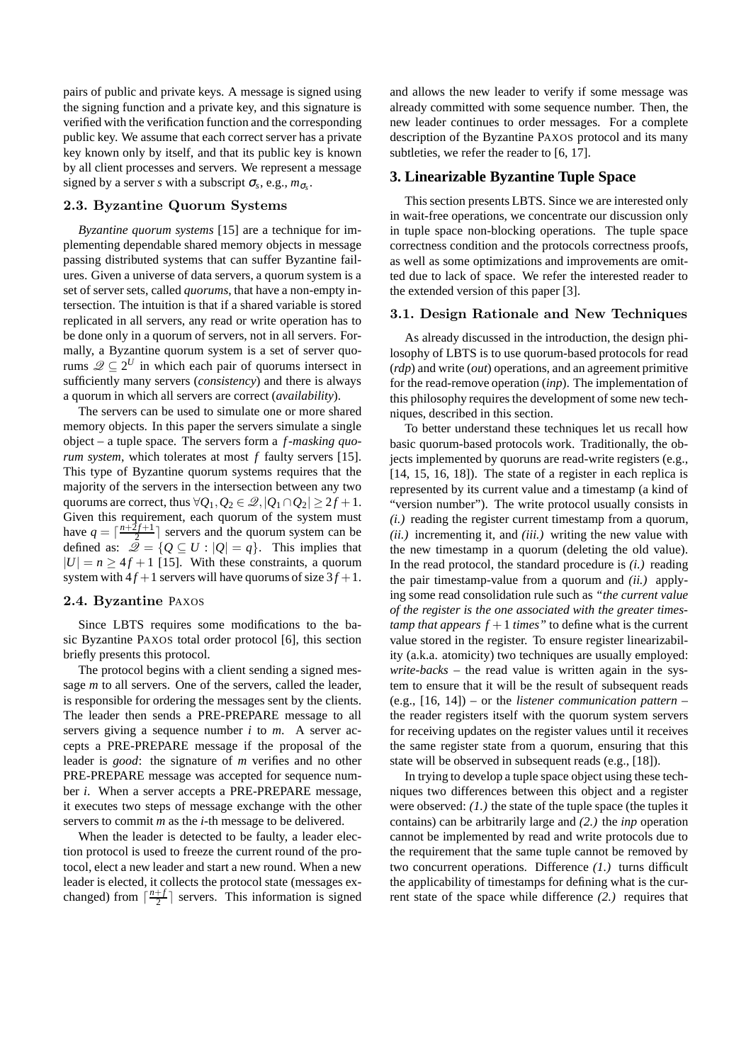pairs of public and private keys. A message is signed using the signing function and a private key, and this signature is verified with the verification function and the corresponding public key. We assume that each correct server has a private key known only by itself, and that its public key is known by all client processes and servers. We represent a message signed by a server $s$ with a subscript $\sigma_s$, e.g., $m_{\sigma_s}$.

### 2.3. Byzantine Quorum Systems

*Byzantine quorum systems* [15] are a technique for implementing dependable shared memory objects in message passing distributed systems that can suffer Byzantine failures. Given a universe of data servers, a quorum system is a set of server sets, called *quorums*, that have a non-empty intersection. The intuition is that if a shared variable is stored replicated in all servers, any read or write operation has to be done only in a quorum of servers, not in all servers. Formally, a Byzantine quorum system is a set of server quorums $\mathcal{Q} \subseteq 2^U$ in which each pair of quorums intersect in sufficiently many servers (*consistency*) and there is always a quorum in which all servers are correct (*availability*).

The servers can be used to simulate one or more shared memory objects. In this paper the servers simulate a single object – a tuple space. The servers form a *f-masking quorum system*, which tolerates at most $f$ faulty servers [15]. This type of Byzantine quorum systems requires that the majority of the servers in the intersection between any two quorums are correct, thus $\forall Q_1, Q_2 \in \mathcal{Q}, |Q_1 \cap Q_2| \geq 2f+1$. Given this requirement, each quorum of the system must have $q = \lceil \frac{n+2f+1}{2} \rceil$ servers and the quorum system can be defined as: $\mathcal{Q} = \{Q \subseteq U : |Q| = q\}$. This implies that $|U| = n \geq 4f+1$ [15]. With these constraints, a quorum system with $4f+1$ servers will have quorums of size $3f+1$.

### 2.4. Byzantine PAXOS

Since LBTS requires some modifications to the basic Byzantine PAXOS total order protocol [6], this section briefly presents this protocol.

The protocol begins with a client sending a signed message $m$ to all servers. One of the servers, called the leader, is responsible for ordering the messages sent by the clients. The leader then sends a PRE-PREPARE message to all servers giving a sequence number $i$ to $m$. A server accepts a PRE-PREPARE message if the proposal of the leader is *good*: the signature of $m$ verifies and no other PRE-PREPARE message was accepted for sequence number $i$. When a server accepts a PRE-PREPARE message, it executes two steps of message exchange with the other servers to commit $m$ as the $i$-th message to be delivered.

When the leader is detected to be faulty, a leader election protocol is used to freeze the current round of the protocol, elect a new leader and start a new round. When a new leader is elected, it collects the protocol state (messages exchanged) from $\lceil \frac{n+f}{2} \rceil$ servers. This information is signed and allows the new leader to verify if some message was already committed with some sequence number. Then, the new leader continues to order messages. For a complete description of the Byzantine PAXOS protocol and its many subtleties, we refer the reader to [6, 17].

## 3. Linearizable Byzantine Tuple Space

This section presents LBTS. Since we are interested only in wait-free operations, we concentrate our discussion only in tuple space non-blocking operations. The tuple space correctness condition and the protocols correctness proofs, as well as some optimizations and improvements are omitted due to lack of space. We refer the interested reader to the extended version of this paper [3].

### 3.1. Design Rationale and New Techniques

As already discussed in the introduction, the design philosophy of LBTS is to use quorum-based protocols for read (*rdp*) and write (*out*) operations, and an agreement primitive for the read-remove operation (*inp*). The implementation of this philosophy requires the development of some new techniques, described in this section.

To better understand these techniques let us recall how basic quorum-based protocols work. Traditionally, the objects implemented by quoruns are read-write registers (e.g., [14, 15, 16, 18]). The state of a register in each replica is represented by its current value and a timestamp (a kind of "version number"). The write protocol usually consists in *(i.)* reading the register current timestamp from a quorum, *(ii.)* incrementing it, and *(iii.)* writing the new value with the new timestamp in a quorum (deleting the old value). In the read protocol, the standard procedure is *(i.)* reading the pair timestamp-value from a quorum and *(ii.)* applying some read consolidation rule such as *"the current value of the register is the one associated with the greater timestamp that appears $f+1$ times"* to define what is the current value stored in the register. To ensure register linearizability (a.k.a. atomicity) two techniques are usually employed: *write-backs* – the read value is written again in the system to ensure that it will be the result of subsequent reads (e.g., [16, 14]) – or the *listener communication pattern* – the reader registers itself with the quorum system servers for receiving updates on the register values until it receives the same register state from a quorum, ensuring that this state will be observed in subsequent reads (e.g., [18]).

In trying to develop a tuple space object using these techniques two differences between this object and a register were observed: *(1.)* the state of the tuple space (the tuples it contains) can be arbitrarily large and *(2.)* the *inp* operation cannot be implemented by read and write protocols due to the requirement that the same tuple cannot be removed by two concurrent operations. Difference *(1.)* turns difficult the applicability of timestamps for defining what is the current state of the space while difference *(2.)* requires that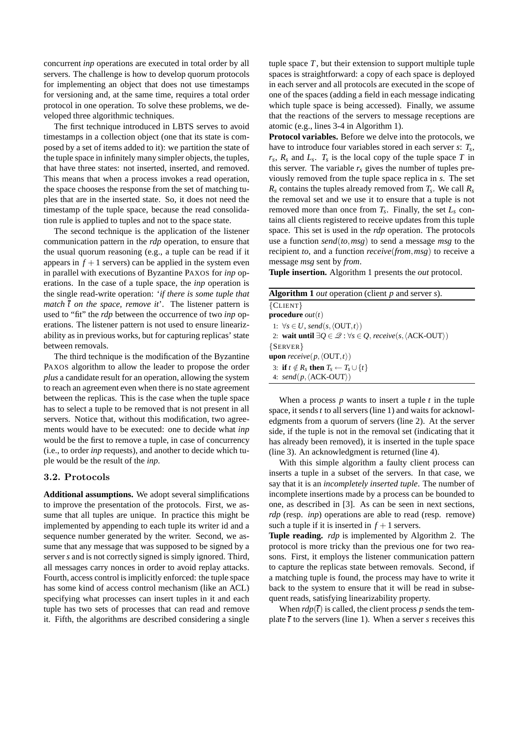concurrent *inp* operations are executed in total order by all servers. The challenge is how to develop quorum protocols for implementing an object that does not use timestamps for versioning and, at the same time, requires a total order protocol in one operation. To solve these problems, we developed three algorithmic techniques.

The first technique introduced in LBTS serves to avoid timestamps in a collection object (one that its state is composed by a set of items added to it): we partition the state of the tuple space in infinitely many simpler objects, the tuples, that have three states: not inserted, inserted, and removed. This means that when a process invokes a read operation, the space chooses the response from the set of matching tuples that are in the inserted state. So, it does not need the timestamp of the tuple space, because the read consolidation rule is applied to tuples and not to the space state.

The second technique is the application of the listener communication pattern in the *rdp* operation, to ensure that the usual quorum reasoning (e.g., a tuple can be read if it appears in $f+1$ servers) can be applied in the system even in parallel with executions of Byzantine PAXOS for *inp* operations. In the case of a tuple space, the *inp* operation is the single read-write operation: '*if there is some tuple that match $\overline{t}$ on the space, remove it*'. The listener pattern is used to "fit" the *rdp* between the occurrence of two *inp* operations. The listener pattern is not used to ensure linearizability as in previous works, but for capturing replicas' state between removals.

The third technique is the modification of the Byzantine PAXOS algorithm to allow the leader to propose the order *plus* a candidate result for an operation, allowing the system to reach an agreement even when there is no state agreement between the replicas. This is the case when the tuple space has to select a tuple to be removed that is not present in all servers. Notice that, without this modification, two agreements would have to be executed: one to decide what *inp* would be the first to remove a tuple, in case of concurrency (i.e., to order *inp* requests), and another to decide which tuple would be the result of the *inp*.

### 3.2. Protocols

**Additional assumptions.** We adopt several simplifications to improve the presentation of the protocols. First, we assume that all tuples are unique. In practice this might be implemented by appending to each tuple its writer id and a sequence number generated by the writer. Second, we assume that any message that was supposed to be signed by a server *s* and is not correctly signed is simply ignored. Third, all messages carry nonces in order to avoid replay attacks. Fourth, access control is implicitly enforced: the tuple space has some kind of access control mechanism (like an ACL) specifying what processes can insert tuples in it and each tuple has two sets of processes that can read and remove it. Fifth, the algorithms are described considering a single tuple space $T$, but their extension to support multiple tuple spaces is straightforward: a copy of each space is deployed in each server and all protocols are executed in the scope of one of the spaces (adding a field in each message indicating which tuple space is being accessed). Finally, we assume that the reactions of the servers to message receptions are atomic (e.g., lines 3-4 in Algorithm 1).

**Protocol variables.** Before we delve into the protocols, we have to introduce four variables stored in each server $s$: $T_s$, $r_s$, $R_s$ and $L_s$. $T_s$ is the local copy of the tuple space $T$ in this server. The variable $r_s$ gives the number of tuples previously removed from the tuple space replica in $s$. The set $R_s$ contains the tuples already removed from $T_s$. We call $R_s$ the removal set and we use it to ensure that a tuple is not removed more than once from $T_s$. Finally, the set $L_s$ contains all clients registered to receive updates from this tuple space. This set is used in the *rdp* operation. The protocols use a function $send(to, msg)$ to send a message *msg* to the recipient *to*, and a function $receive(from, msg)$ to receive a message *msg* sent by *from*.

**Tuple insertion.** Algorithm 1 presents the *out* protocol.

**Algorithm 1** *out* operation (client $p$ and server $s$).

{CLIENT}
**procedure** $out(t)$
1: $\forall s \in U, send(s, \langle \text{OUT}, t \rangle)$
2: **wait until** $\exists Q \in \mathcal{Q} : \forall s \in Q, receive(s, \langle \text{ACK-OUT} \rangle)$
{SERVER}
**upon** $receive(p, \langle \text{OUT}, t \rangle)$
3: **if** $t \notin R_s$ **then** $T_s \leftarrow T_s \cup \{t\}$
4: $send(p, \langle \text{ACK-OUT} \rangle)$

When a process $p$ wants to insert a tuple $t$ in the tuple space, it sends $t$ to all servers (line 1) and waits for acknowledgments from a quorum of servers (line 2). At the server side, if the tuple is not in the removal set (indicating that it has already been removed), it is inserted in the tuple space (line 3). An acknowledgment is returned (line 4).

With this simple algorithm a faulty client process can inserts a tuple in a subset of the servers. In that case, we say that it is an *incompletely inserted tuple*. The number of incomplete insertions made by a process can be bounded to one, as described in [3]. As can be seen in next sections, *rdp* (resp. *inp*) operations are able to read (resp. remove) such a tuple if it is inserted in $f+1$ servers.

**Tuple reading.** *rdp* is implemented by Algorithm 2. The protocol is more tricky than the previous one for two reasons. First, it employs the listener communication pattern to capture the replicas state between removals. Second, if a matching tuple is found, the process may have to write it back to the system to ensure that it will be read in subsequent reads, satisfying linearizability property.

When $rdp(\overline{t})$ is called, the client process $p$ sends the template $\overline{t}$ to the servers (line 1). When a server $s$ receives this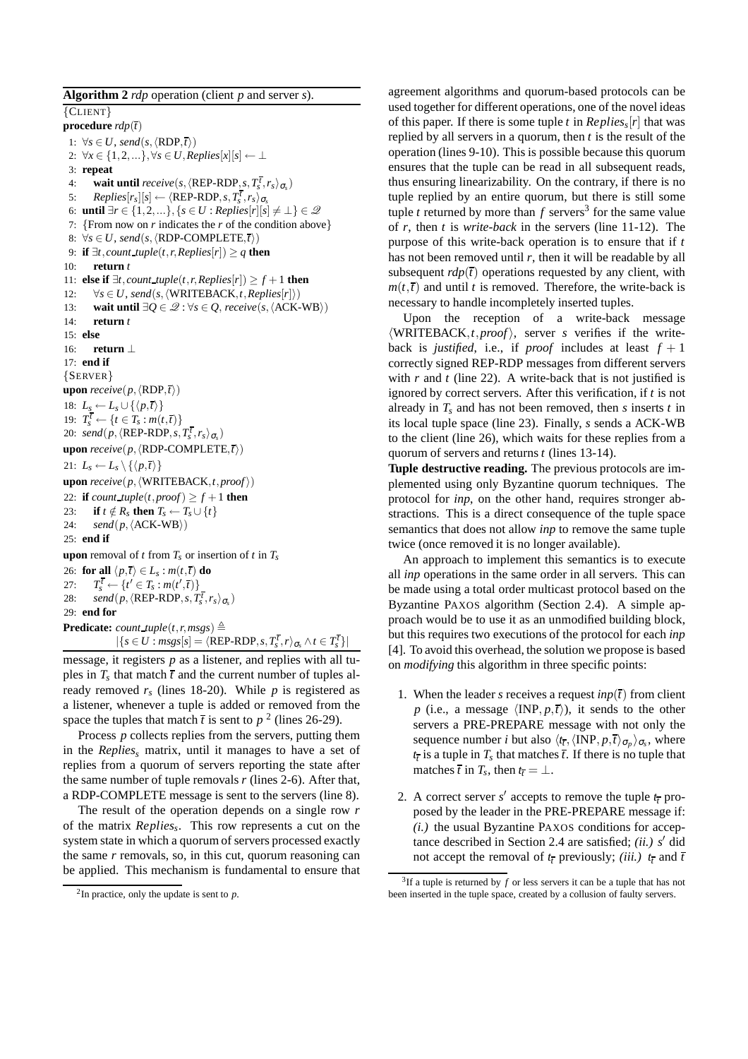**Algorithm 2** *rdp* operation (client *p* and server *s*).

```
{CLIENT}
procedure rdp(t̄)
 1: ∀s ∈ U, send(s, ⟨RDP, t̄⟩)
 2: ∀x ∈ {1,2,...}, ∀s ∈ U, Replies[x][s] ← ⊥
 3: repeat
 4:   wait until receive(s, ⟨REP-RDP, s, T_s^t̄, r_s⟩_σs)
 5:   Replies[r_s][s] ← ⟨REP-RDP, s, T_s^t̄, r_s⟩_σs
 6: until ∃r ∈ {1,2,...}, {s ∈ U : Replies[r][s] ≠ ⊥} ∈ 𝒬
 7: {From now on r indicates the r of the condition above}
 8: ∀s ∈ U, send(s, ⟨RDP-COMPLETE, t̄⟩)
 9: if ∃t, count_tuple(t, r, Replies[r]) ≥ q then
10:   return t
11: else if ∃t, count_tuple(t, r, Replies[r]) ≥ f + 1 then
12:   ∀s ∈ U, send(s, ⟨WRITEBACK, t, Replies[r]⟩)
13:   wait until ∃Q ∈ 𝒬 : ∀s ∈ Q, receive(s, ⟨ACK-WB⟩)
14:   return t
15: else
16:   return ⊥
17: end if
{SERVER}
upon receive(p, ⟨RDP, t̄⟩)
18: L_s ← L_s ∪ {⟨p, t̄⟩}
19: T_s^t̄ ← {t ∈ T_s : m(t, t̄)}
20: send(p, ⟨REP-RDP, s, T_s^t̄, r_s⟩_σs)
upon receive(p, ⟨RDP-COMPLETE, t̄⟩)
21: L_s ← L_s \ {⟨p, t̄⟩}
upon receive(p, ⟨WRITEBACK, t, proof⟩)
22: if count_tuple(t, proof) ≥ f + 1 then
23:   if t ∉ R_s then T_s ← T_s ∪ {t}
24:   send(p, ⟨ACK-WB⟩)
25: end if
upon removal of t from T_s or insertion of t in T_s
26: for all ⟨p, t̄⟩ ∈ L_s : m(t, t̄) do
27:   T_s^t̄ ← {t' ∈ T_s : m(t', t̄)}
28:   send(p, ⟨REP-RDP, s, T_s^t̄, r_s⟩_σs)
29: end for
Predicate: count_tuple(t, r, msgs) ≜
    |{s ∈ U : msgs[s] = ⟨REP-RDP, s, T_s^t̄, r⟩_σs ∧ t ∈ T_s^t̄}|
```

message, it registers $p$ as a listener, and replies with all tuples in $T_s$ that match $\overline{t}$ and the current number of tuples already removed $r_s$ (lines 18-20). While $p$ is registered as a listener, whenever a tuple is added or removed from the space the tuples that match $\overline{t}$ is sent to $p$ [2] (lines 26-29).

Process $p$ collects replies from the servers, putting them in the $Replies_s$ matrix, until it manages to have a set of replies from a quorum of servers reporting the state after the same number of tuple removals $r$ (lines 2-6). After that, a RDP-COMPLETE message is sent to the servers (line 8).

The result of the operation depends on a single row $r$ of the matrix $Replies_s$. This row represents a cut on the system state in which a quorum of servers processed exactly the same $r$ removals, so, in this cut, quorum reasoning can be applied. This mechanism is fundamental to ensure that agreement algorithms and quorum-based protocols can be used together for different operations, one of the novel ideas of this paper. If there is some tuple $t$ in $Replies_s[r]$ that was replied by all servers in a quorum, then $t$ is the result of the operation (lines 9-10). This is possible because this quorum ensures that the tuple can be read in all subsequent reads, thus ensuring linearizability. On the contrary, if there is no tuple replied by an entire quorum, but there is still some tuple $t$ returned by more than $f$ servers[3] for the same value of $r$, then $t$ is *write-back* in the servers (line 11-12). The purpose of this write-back operation is to ensure that if $t$ has not been removed until $r$, then it will be readable by all subsequent $rdp(\overline{t})$ operations requested by any client, with $m(t,\overline{t})$ and until $t$ is removed. Therefore, the write-back is necessary to handle incompletely inserted tuples.

Upon the reception of a write-back message $\langle \text{WRITEBACK}, t, proof \rangle$, server $s$ verifies if the write-back is *justified*, i.e., if *proof* includes at least $f+1$ correctly signed REP-RDP messages from different servers with $r$ and $t$ (line 22). A write-back that is not justified is ignored by correct servers. After this verification, if $t$ is not already in $T_s$ and has not been removed, then $s$ inserts $t$ in its local tuple space (line 23). Finally, $s$ sends a ACK-WB to the client (line 26), which waits for these replies from a quorum of servers and returns $t$ (lines 13-14).

**Tuple destructive reading.** The previous protocols are implemented using only Byzantine quorum techniques. The protocol for *inp*, on the other hand, requires stronger abstractions. This is a direct consequence of the tuple space semantics that does not allow *inp* to remove the same tuple twice (once removed it is no longer available).

An approach to implement this semantics is to execute all *inp* operations in the same order in all servers. This can be made using a total order multicast protocol based on the Byzantine PAXOS algorithm (Section 2.4). A simple approach would be to use it as an unmodified building block, but this requires two executions of the protocol for each *inp* [4]. To avoid this overhead, the solution we propose is based on *modifying* this algorithm in three specific points:

1. When the leader $s$ receives a request $inp(\overline{t})$ from client $p$ (i.e., a message $\langle \text{INP}, p, \overline{t} \rangle$), it sends to the other servers a PRE-PREPARE message with not only the sequence number $i$ but also $\langle t_{\overline{t}}, \langle \text{INP}, p, \overline{t} \rangle_{\sigma_p} \rangle_{\sigma_s}$, where $t_{\overline{t}}$ is a tuple in $T_s$ that matches $\overline{t}$. If there is no tuple that matches $\overline{t}$ in $T_s$, then $t_{\overline{t}} = \perp$.
2. A correct server $s'$ accepts to remove the tuple $t_{\overline{t}}$ proposed by the leader in the PRE-PREPARE message if: *(i.)* the usual Byzantine PAXOS conditions for acceptance described in Section 2.4 are satisfied; *(ii.)* $s'$ did not accept the removal of $t_{\overline{t}}$ previously; *(iii.)* $t_{\overline{t}}$ and $\overline{t}$

[2] In practice, only the update is sent to $p$.

[3] If a tuple is returned by $f$ or less servers it can be a tuple that has not been inserted in the tuple space, created by a collusion of faulty servers.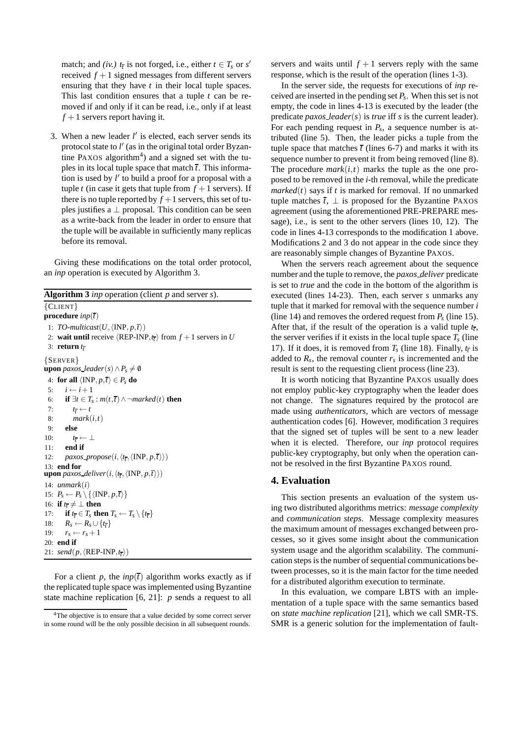match; and *(iv.)* $t_{\bar{t}}$ is not forged, i.e., either $t \in T_s$ or $s'$ received $f+1$ signed messages from different servers ensuring that they have $t$ in their local tuple spaces. This last condition ensures that a tuple $t$ can be removed if and only if it can be read, i.e., only if at least $f+1$ servers report having it.

3. When a new leader $l'$ is elected, each server sends its protocol state to $l'$ (as in the original total order Byzantine PAXOS algorithm[4]) and a signed set with the tuples in its local tuple space that match $\bar{t}$. This information is used by $l'$ to build a proof for a proposal with a tuple $t$ (in case it gets that tuple from $f+1$ servers). If there is no tuple reported by $f+1$ servers, this set of tuples justifies a $\perp$ proposal. This condition can be seen as a write-back from the leader in order to ensure that the tuple will be available in sufficiently many replicas before its removal.

Giving these modifications on the total order protocol, an *inp* operation is executed by Algorithm 3.

**Algorithm 3** *inp* operation (client $p$ and server $s$).

```
{CLIENT}
procedure inp(t̄)
 1: TO-multicast(U, ⟨INP, p, t̄⟩)
 2: wait until receive ⟨REP-INP, t_t̄⟩ from f+1 servers in U
 3: return t_t̄

{SERVER}
upon paxos_leader(s) ∧ P_s ≠ ∅
 4: for all ⟨INP, p, t̄⟩ ∈ P_s do
 5:   i ← i+1
 6:   if ∃t ∈ T_s : m(t, t̄) ∧ ¬marked(t) then
 7:     t_t̄ ← t
 8:     mark(i, t)
 9:   else
10:     t_t̄ ← ⊥
11:   end if
12:   paxos_propose(i, ⟨t_t̄, ⟨INP, p, t̄⟩⟩)
13: end for
upon paxos_deliver(i, ⟨t_t̄, ⟨INP, p, t̄⟩⟩)
14: unmark(i)
15: P_s ← P_s \ {⟨INP, p, t̄⟩}
16: if t_t̄ ≠ ⊥ then
17:   if t_t̄ ∈ T_s then T_s ← T_s \ {t_t̄}
18:   R_s ← R_s ∪ {t_t̄}
19:   r_s ← r_s + 1
20: end if
21: send(p, ⟨REP-INP, t_t̄⟩)
```

For a client $p$, the $inp(\bar{t})$ algorithm works exactly as if the replicated tuple space was implemented using Byzantine state machine replication [6, 21]: $p$ sends a request to all servers and waits until $f+1$ servers reply with the same response, which is the result of the operation (lines 1-3).

In the server side, the requests for executions of *inp* received are inserted in the pending set $P_s$. When this set is not empty, the code in lines 4-13 is executed by the leader (the predicate $paxos\_leader(s)$ is *true* iff $s$ is the current leader). For each pending request in $P_s$, a sequence number is attributed (line 5). Then, the leader picks a tuple from the tuple space that matches $\bar{t}$ (lines 6-7) and marks it with its sequence number to prevent it from being removed (line 8). The procedure $mark(i,t)$ marks the tuple as the one proposed to be removed in the $i$-th removal, while the predicate $marked(t)$ says if $t$ is marked for removal. If no unmarked tuple matches $\bar{t}$, $\perp$ is proposed for the Byzantine PAXOS agreement (using the aforementioned PRE-PREPARE message), i.e., is sent to the other servers (lines 10, 12). The code in lines 4-13 corresponds to the modification 1 above. Modifications 2 and 3 do not appear in the code since they are reasonably simple changes of Byzantine PAXOS.

When the servers reach agreement about the sequence number and the tuple to remove, the *paxos_deliver* predicate is set to *true* and the code in the bottom of the algorithm is executed (lines 14-23). Then, each server $s$ unmarks any tuple that it marked for removal with the sequence number $i$ (line 14) and removes the ordered request from $P_s$ (line 15). After that, if the result of the operation is a valid tuple $t_{\bar{t}}$, the server verifies if it exists in the local tuple space $T_s$ (line 17). If it does, it is removed from $T_s$ (line 18). Finally, $t_{\bar{t}}$ is added to $R_s$, the removal counter $r_s$ is incremented and the result is sent to the requesting client process (line 23).

It is worth noticing that Byzantine PAXOS usually does not employ public-key cryptography when the leader does not change. The signatures required by the protocol are made using *authenticators*, which are vectors of message authentication codes [6]. However, modification 3 requires that the signed set of tuples will be sent to a new leader when it is elected. Therefore, our *inp* protocol requires public-key cryptography, but only when the operation cannot be resolved in the first Byzantine PAXOS round.

## 4. Evaluation

This section presents an evaluation of the system using two distributed algorithms metrics: *message complexity* and *communication steps*. Message complexity measures the maximum amount of messages exchanged between processes, so it gives some insight about the communication system usage and the algorithm scalability. The communication steps is the number of sequential communications between processes, so it is the main factor for the time needed for a distributed algorithm execution to terminate.

In this evaluation, we compare LBTS with an implementation of a tuple space with the same semantics based on *state machine replication* [21], which we call SMR-TS. SMR is a generic solution for the implementation of fault-

[4] The objective is to ensure that a value decided by some correct server in some round will be the only possible decision in all subsequent rounds.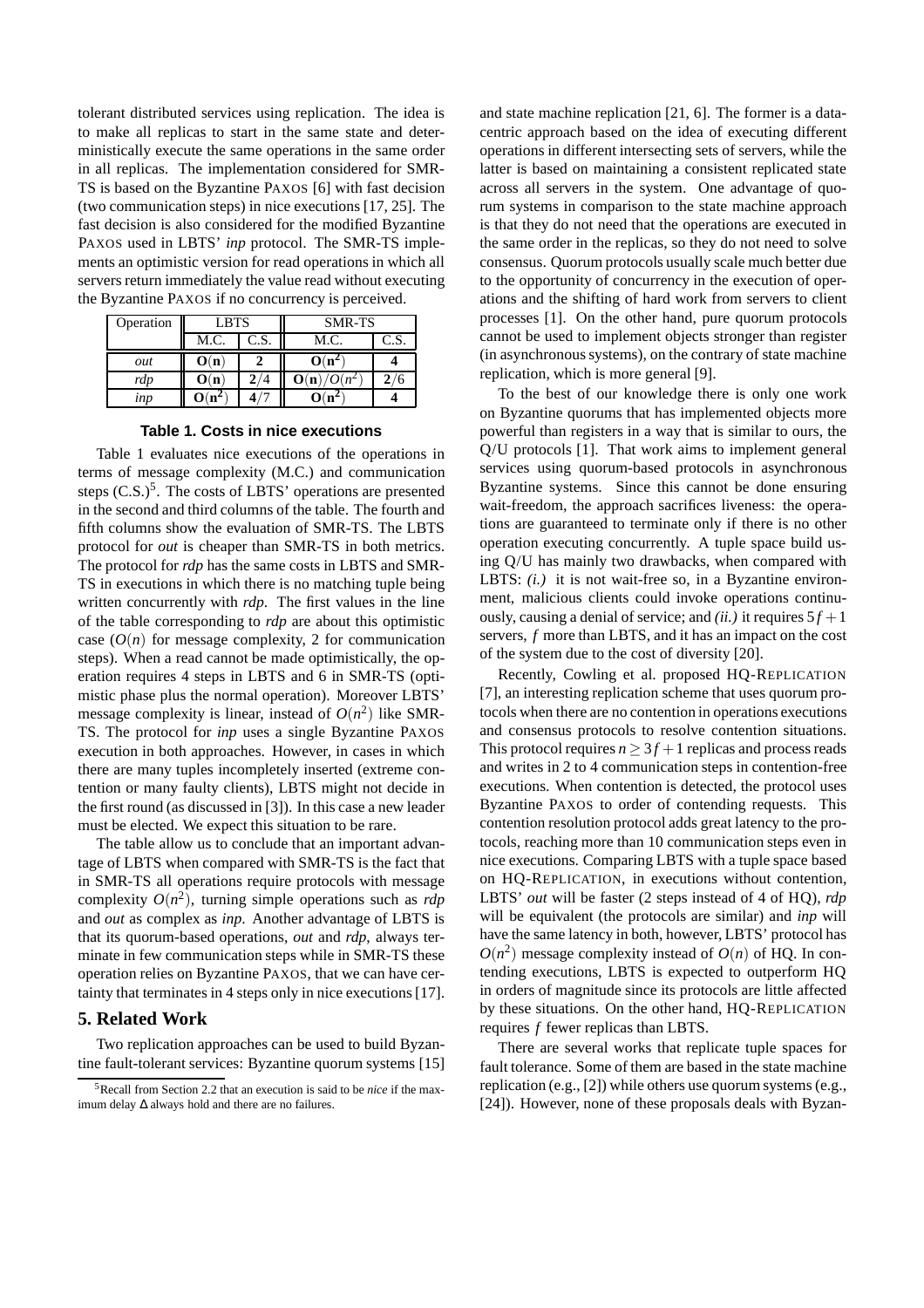tolerant distributed services using replication. The idea is to make all replicas to start in the same state and deterministically execute the same operations in the same order in all replicas. The implementation considered for SMR-TS is based on the Byzantine PAXOS [6] with fast decision (two communication steps) in nice executions [17, 25]. The fast decision is also considered for the modified Byzantine PAXOS used in LBTS' *inp* protocol. The SMR-TS implements an optimistic version for read operations in which all servers return immediately the value read without executing the Byzantine PAXOS if no concurrency is perceived.

| Operation | LBTS | | SMR-TS | |
|---|---|---|---|---|
| | M.C. | C.S. | M.C. | C.S. |
| *out* | $\mathbf{O(n)}$ | **2** | $\mathbf{O(n^2)}$ | **4** |
| *rdp* | $\mathbf{O(n)}$ | **2**/4 | $\mathbf{O(n)}/O(n^2)$ | **2**/6 |
| *inp* | $\mathbf{O(n^2)}$ | **4**/7 | $\mathbf{O(n^2)}$ | **4** |

**Table 1. Costs in nice executions**

Table 1 evaluates nice executions of the operations in terms of message complexity (M.C.) and communication steps (C.S.)[5]. The costs of LBTS' operations are presented in the second and third columns of the table. The fourth and fifth columns show the evaluation of SMR-TS. The LBTS protocol for *out* is cheaper than SMR-TS in both metrics. The protocol for *rdp* has the same costs in LBTS and SMR-TS in executions in which there is no matching tuple being written concurrently with *rdp*. The first values in the line of the table corresponding to *rdp* are about this optimistic case ($O(n)$ for message complexity, 2 for communication steps). When a read cannot be made optimistically, the operation requires 4 steps in LBTS and 6 in SMR-TS (optimistic phase plus the normal operation). Moreover LBTS' message complexity is linear, instead of $O(n^2)$ like SMR-TS. The protocol for *inp* uses a single Byzantine PAXOS execution in both approaches. However, in cases in which there are many tuples incompletely inserted (extreme contention or many faulty clients), LBTS might not decide in the first round (as discussed in [3]). In this case a new leader must be elected. We expect this situation to be rare.

The table allow us to conclude that an important advantage of LBTS when compared with SMR-TS is the fact that in SMR-TS all operations require protocols with message complexity $O(n^2)$, turning simple operations such as *rdp* and *out* as complex as *inp*. Another advantage of LBTS is that its quorum-based operations, *out* and *rdp*, always terminate in few communication steps while in SMR-TS these operation relies on Byzantine PAXOS, that we can have certainty that terminates in 4 steps only in nice executions [17].

## 5. Related Work

Two replication approaches can be used to build Byzantine fault-tolerant services: Byzantine quorum systems [15] and state machine replication [21, 6]. The former is a data-centric approach based on the idea of executing different operations in different intersecting sets of servers, while the latter is based on maintaining a consistent replicated state across all servers in the system. One advantage of quorum systems in comparison to the state machine approach is that they do not need that the operations are executed in the same order in the replicas, so they do not need to solve consensus. Quorum protocols usually scale much better due to the opportunity of concurrency in the execution of operations and the shifting of hard work from servers to client processes [1]. On the other hand, pure quorum protocols cannot be used to implement objects stronger than register (in asynchronous systems), on the contrary of state machine replication, which is more general [9].

To the best of our knowledge there is only one work on Byzantine quorums that has implemented objects more powerful than registers in a way that is similar to ours, the Q/U protocols [1]. That work aims to implement general services using quorum-based protocols in asynchronous Byzantine systems. Since this cannot be done ensuring wait-freedom, the approach sacrifices liveness: the operations are guaranteed to terminate only if there is no other operation executing concurrently. A tuple space build using Q/U has mainly two drawbacks, when compared with LBTS: *(i.)* it is not wait-free so, in a Byzantine environment, malicious clients could invoke operations continuously, causing a denial of service; and *(ii.)* it requires $5f+1$ servers, $f$ more than LBTS, and it has an impact on the cost of the system due to the cost of diversity [20].

Recently, Cowling et al. proposed HQ-REPLICATION [7], an interesting replication scheme that uses quorum protocols when there are no contention in operations executions and consensus protocols to resolve contention situations. This protocol requires $n \geq 3f+1$ replicas and process reads and writes in 2 to 4 communication steps in contention-free executions. When contention is detected, the protocol uses Byzantine PAXOS to order of contending requests. This contention resolution protocol adds great latency to the protocols, reaching more than 10 communication steps even in nice executions. Comparing LBTS with a tuple space based on HQ-REPLICATION, in executions without contention, LBTS' *out* will be faster (2 steps instead of 4 of HQ), *rdp* will be equivalent (the protocols are similar) and *inp* will have the same latency in both, however, LBTS' protocol has $O(n^2)$ message complexity instead of $O(n)$ of HQ. In contending executions, LBTS is expected to outperform HQ in orders of magnitude since its protocols are little affected by these situations. On the other hand, HQ-REPLICATION requires $f$ fewer replicas than LBTS.

There are several works that replicate tuple spaces for fault tolerance. Some of them are based in the state machine replication (e.g., [2]) while others use quorum systems (e.g., [24]). However, none of these proposals deals with Byzan-

[5] Recall from Section 2.2 that an execution is said to be *nice* if the maximum delay $\Delta$ always hold and there are no failures.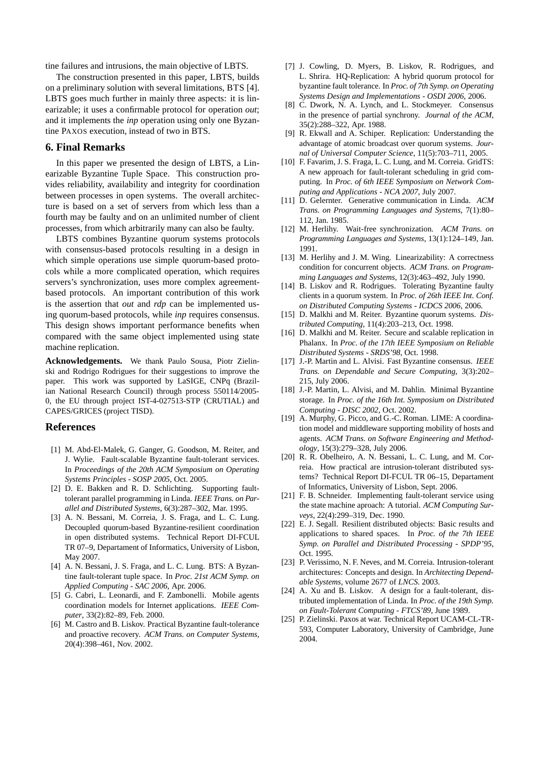tine failures and intrusions, the main objective of LBTS.

The construction presented in this paper, LBTS, builds on a preliminary solution with several limitations, BTS [4]. LBTS goes much further in mainly three aspects: it is linearizable; it uses a confirmable protocol for operation *out*; and it implements the *inp* operation using only one Byzantine PAXOS execution, instead of two in BTS.

## 6. Final Remarks

In this paper we presented the design of LBTS, a Linearizable Byzantine Tuple Space. This construction provides reliability, availability and integrity for coordination between processes in open systems. The overall architecture is based on a set of servers from which less than a fourth may be faulty and on an unlimited number of client processes, from which arbitrarily many can also be faulty.

LBTS combines Byzantine quorum systems protocols with consensus-based protocols resulting in a design in which simple operations use simple quorum-based protocols while a more complicated operation, which requires servers's synchronization, uses more complex agreement-based protocols. An important contribution of this work is the assertion that *out* and *rdp* can be implemented using quorum-based protocols, while *inp* requires consensus. This design shows important performance benefits when compared with the same object implemented using state machine replication.

**Acknowledgements.** We thank Paulo Sousa, Piotr Zielinski and Rodrigo Rodrigues for their suggestions to improve the paper. This work was supported by LaSIGE, CNPq (Brazilian National Research Council) through process 550114/2005-0, the EU through project IST-4-027513-STP (CRUTIAL) and CAPES/GRICES (project TISD).

## References

[1] M. Abd-El-Malek, G. Ganger, G. Goodson, M. Reiter, and J. Wylie. Fault-scalable Byzantine fault-tolerant services. In *Proceedings of the 20th ACM Symposium on Operating Systems Principles - SOSP 2005*, Oct. 2005.

[2] D. E. Bakken and R. D. Schlichting. Supporting fault-tolerant parallel programming in Linda. *IEEE Trans. on Parallel and Distributed Systems*, 6(3):287–302, Mar. 1995.

[3] A. N. Bessani, M. Correia, J. S. Fraga, and L. C. Lung. Decoupled quorum-based Byzantine-resilient coordination in open distributed systems. Technical Report DI-FCUL TR 07–9, Departament of Informatics, University of Lisbon, May 2007.

[4] A. N. Bessani, J. S. Fraga, and L. C. Lung. BTS: A Byzantine fault-tolerant tuple space. In *Proc. 21st ACM Symp. on Applied Computing - SAC 2006*, Apr. 2006.

[5] G. Cabri, L. Leonardi, and F. Zambonelli. Mobile agents coordination models for Internet applications. *IEEE Computer*, 33(2):82–89, Feb. 2000.

[6] M. Castro and B. Liskov. Practical Byzantine fault-tolerance and proactive recovery. *ACM Trans. on Computer Systems*, 20(4):398–461, Nov. 2002.

[7] J. Cowling, D. Myers, B. Liskov, R. Rodrigues, and L. Shrira. HQ-Replication: A hybrid quorum protocol for byzantine fault tolerance. In *Proc. of 7th Symp. on Operating Systems Design and Implementations - OSDI 2006*, 2006.

[8] C. Dwork, N. A. Lynch, and L. Stockmeyer. Consensus in the presence of partial synchrony. *Journal of the ACM*, 35(2):288–322, Apr. 1988.

[9] R. Ekwall and A. Schiper. Replication: Understanding the advantage of atomic broadcast over quorum systems. *Journal of Universal Computer Science*, 11(5):703–711, 2005.

[10] F. Favarim, J. S. Fraga, L. C. Lung, and M. Correia. GridTS: A new approach for fault-tolerant scheduling in grid computing. In *Proc. of 6th IEEE Symposium on Network Computing and Applications - NCA 2007*, July 2007.

[11] D. Gelernter. Generative communication in Linda. *ACM Trans. on Programming Languages and Systems*, 7(1):80–112, Jan. 1985.

[12] M. Herlihy. Wait-free synchronization. *ACM Trans. on Programming Languages and Systems*, 13(1):124–149, Jan. 1991.

[13] M. Herlihy and J. M. Wing. Linearizability: A correctness condition for concurrent objects. *ACM Trans. on Programming Languages and Systems*, 12(3):463–492, July 1990.

[14] B. Liskov and R. Rodrigues. Tolerating Byzantine faulty clients in a quorum system. In *Proc. of 26th IEEE Int. Conf. on Distributed Computing Systems - ICDCS 2006*, 2006.

[15] D. Malkhi and M. Reiter. Byzantine quorum systems. *Distributed Computing*, 11(4):203–213, Oct. 1998.

[16] D. Malkhi and M. Reiter. Secure and scalable replication in Phalanx. In *Proc. of the 17th IEEE Symposium on Reliable Distributed Systems - SRDS'98*, Oct. 1998.

[17] J.-P. Martin and L. Alvisi. Fast Byzantine consensus. *IEEE Trans. on Dependable and Secure Computing*, 3(3):202–215, July 2006.

[18] J.-P. Martin, L. Alvisi, and M. Dahlin. Minimal Byzantine storage. In *Proc. of the 16th Int. Symposium on Distributed Computing - DISC 2002*, Oct. 2002.

[19] A. Murphy, G. Picco, and G.-C. Roman. LIME: A coordination model and middleware supporting mobility of hosts and agents. *ACM Trans. on Software Engineering and Methodology*, 15(3):279–328, July 2006.

[20] R. R. Obelheiro, A. N. Bessani, L. C. Lung, and M. Correia. How practical are intrusion-tolerant distributed systems? Technical Report DI-FCUL TR 06–15, Departament of Informatics, University of Lisbon, Sept. 2006.

[21] F. B. Schneider. Implementing fault-tolerant service using the state machine aproach: A tutorial. *ACM Computing Surveys*, 22(4):299–319, Dec. 1990.

[22] E. J. Segall. Resilient distributed objects: Basic results and applications to shared spaces. In *Proc. of the 7th IEEE Symp. on Parallel and Distributed Processing - SPDP'95*, Oct. 1995.

[23] P. Verissimo, N. F. Neves, and M. Correia. Intrusion-tolerant architectures: Concepts and design. In *Architecting Dependable Systems*, volume 2677 of *LNCS*. 2003.

[24] A. Xu and B. Liskov. A design for a fault-tolerant, distributed implementation of Linda. In *Proc. of the 19th Symp. on Fault-Tolerant Computing - FTCS'89*, June 1989.

[25] P. Zielinski. Paxos at war. Technical Report UCAM-CL-TR-593, Computer Laboratory, University of Cambridge, June 2004.